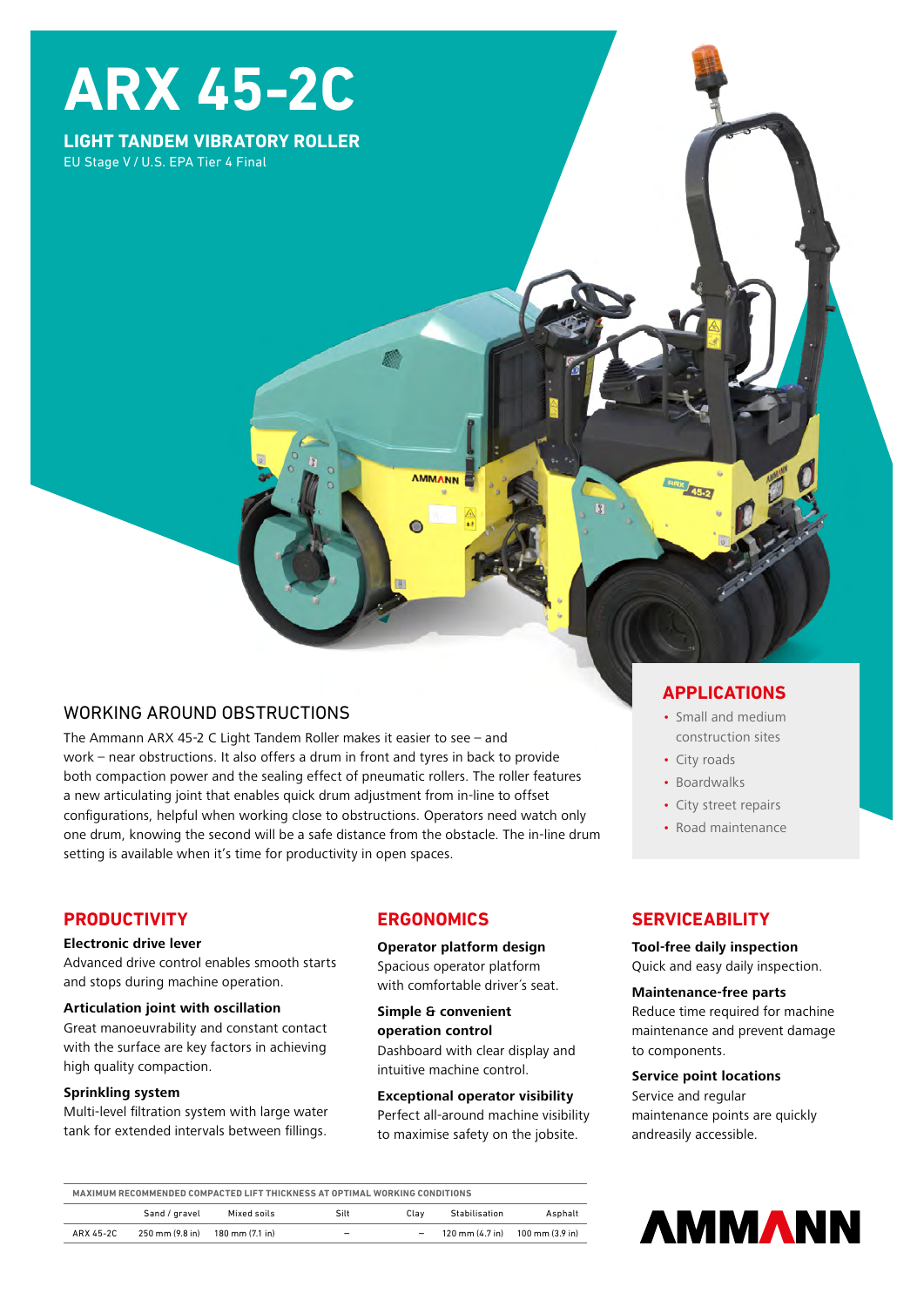# ARX 45-2C

**LIGHT TANDEM VIBRATORY ROLLER**

EU Stage V / U.S. EPA Tier 4 Final

## WORKING AROUND OBSTRUCTIONS

The Ammann ARX 45-2 C Light Tandem Roller makes it easier to see – and work – near obstructions. It also offers a drum in front and tyres in back to provide both compaction power and the sealing effect of pneumatic rollers. The roller features a new articulating joint that enables quick drum adjustment from in-line to offset configurations, helpful when working close to obstructions. Operators need watch only one drum, knowing the second will be a safe distance from the obstacle. The in-line drum setting is available when it's time for productivity in open spaces.

## APPLICATIONS

- Small and medium construction sites
- City roads
- Boardwalks
- City street repairs
- Road maintenance

## PRODUCTIVITY

**Electronic drive lever**
Advanced drive control enables smooth starts and stops during machine operation.

**Articulation joint with oscillation**
Great manoeuvrability and constant contact with the surface are key factors in achieving high quality compaction.

**Sprinkling system**
Multi-level filtration system with large water tank for extended intervals between fillings.

## ERGONOMICS

**Operator platform design**
Spacious operator platform with comfortable driver's seat.

**Simple & convenient operation control**
Dashboard with clear display and intuitive machine control.

**Exceptional operator visibility**
Perfect all-around machine visibility to maximise safety on the jobsite.

## SERVICEABILITY

**Tool-free daily inspection**
Quick and easy daily inspection.

**Maintenance-free parts**
Reduce time required for machine maintenance and prevent damage to components.

**Service point locations**
Service and regular maintenance points are quickly andreasily accessible.

| MAXIMUM RECOMMENDED COMPACTED LIFT THICKNESS AT OPTIMAL WORKING CONDITIONS | | | | | | |
|---|---|---|---|---|---|---|
| | Sand / gravel | Mixed soils | Silt | Clay | Stabilisation | Asphalt |
| ARX 45-2C | 250 mm (9.8 in) | 180 mm (7.1 in) | – | – | 120 mm (4.7 in) | 100 mm (3.9 in) |

AMMANN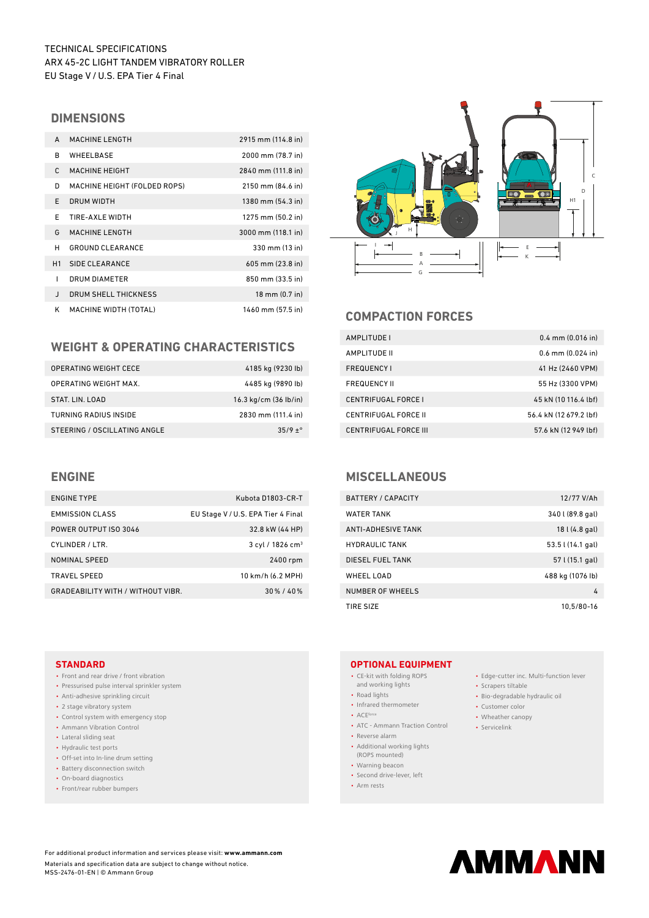TECHNICAL SPECIFICATIONS
ARX 45-2C LIGHT TANDEM VIBRATORY ROLLER
EU Stage V / U.S. EPA Tier 4 Final

## DIMENSIONS

| | | |
|---|---|---|
| A | MACHINE LENGTH | 2915 mm (114.8 in) |
| B | WHEELBASE | 2000 mm (78.7 in) |
| C | MACHINE HEIGHT | 2840 mm (111.8 in) |
| D | MACHINE HEIGHT (FOLDED ROPS) | 2150 mm (84.6 in) |
| E | DRUM WIDTH | 1380 mm (54.3 in) |
| E | TIRE-AXLE WIDTH | 1275 mm (50.2 in) |
| G | MACHINE LENGTH | 3000 mm (118.1 in) |
| H | GROUND CLEARANCE | 330 mm (13 in) |
| H1 | SIDE CLEARANCE | 605 mm (23.8 in) |
| I | DRUM DIAMETER | 850 mm (33.5 in) |
| J | DRUM SHELL THICKNESS | 18 mm (0.7 in) |
| K | MACHINE WIDTH (TOTAL) | 1460 mm (57.5 in) |

C
D
H1
H
J
I
B
A
G
E
K

## WEIGHT & OPERATING CHARACTERISTICS

| | |
|---|---|
| OPERATING WEIGHT CECE | 4185 kg (9230 lb) |
| OPERATING WEIGHT MAX. | 4485 kg (9890 lb) |
| STAT. LIN. LOAD | 16.3 kg/cm (36 lb/in) |
| TURNING RADIUS INSIDE | 2830 mm (111.4 in) |
| STEERING / OSCILLATING ANGLE | 35/9 ±° |

## COMPACTION FORCES

| | |
|---|---|
| AMPLITUDE I | 0.4 mm (0.016 in) |
| AMPLITUDE II | 0.6 mm (0.024 in) |
| FREQUENCY I | 41 Hz (2460 VPM) |
| FREQUENCY II | 55 Hz (3300 VPM) |
| CENTRIFUGAL FORCE I | 45 kN (10 116.4 lbf) |
| CENTRIFUGAL FORCE II | 56.4 kN (12 679.2 lbf) |
| CENTRIFUGAL FORCE III | 57.6 kN (12 949 lbf) |

## ENGINE

| | |
|---|---|
| ENGINE TYPE | Kubota D1803-CR-T |
| EMMISSION CLASS | EU Stage V / U.S. EPA Tier 4 Final |
| POWER OUTPUT ISO 3046 | 32.8 kW (44 HP) |
| CYLINDER / LTR. | 3 cyl / 1826 cm³ |
| NOMINAL SPEED | 2400 rpm |
| TRAVEL SPEED | 10 km/h (6.2 MPH) |
| GRADEABILITY WITH / WITHOUT VIBR. | 30 % / 40 % |

## MISCELLANEOUS

| | |
|---|---|
| BATTERY / CAPACITY | 12/77 V/Ah |
| WATER TANK | 340 l (89.8 gal) |
| ANTI-ADHESIVE TANK | 18 l (4.8 gal) |
| HYDRAULIC TANK | 53.5 l (14.1 gal) |
| DIESEL FUEL TANK | 57 l (15.1 gal) |
| WHEEL LOAD | 488 kg (1076 lb) |
| NUMBER OF WHEELS | 4 |
| TIRE SIZE | 10,5/80-16 |

## STANDARD

- Front and rear drive / front vibration
- Pressurised pulse interval sprinkler system
- Anti-adhesive sprinkling circuit
- 2 stage vibratory system
- Control system with emergency stop
- Ammann Vibration Control
- Lateral sliding seat
- Hydraulic test ports
- Off-set into In-line drum setting
- Battery disconnection switch
- On-board diagnostics
- Front/rear rubber bumpers

## OPTIONAL EQUIPMENT

- CE-kit with folding ROPS and working lights
- Road lights
- Infrared thermometer
- ACE[force]
- ATC - Ammann Traction Control
- Reverse alarm
- Additional working lights (ROPS mounted)
- Warning beacon
- Second drive-lever, left
- Arm rests
- Edge-cutter inc. Multi-function lever
- Scrapers tiltable
- Bio-degradable hydraulic oil
- Customer color
- Wheather canopy
- Servicelink

For additional product information and services please visit: **www.ammann.com**
Materials and specification data are subject to change without notice.
MSS-2476-01-EN | © Ammann Group

AMMANN